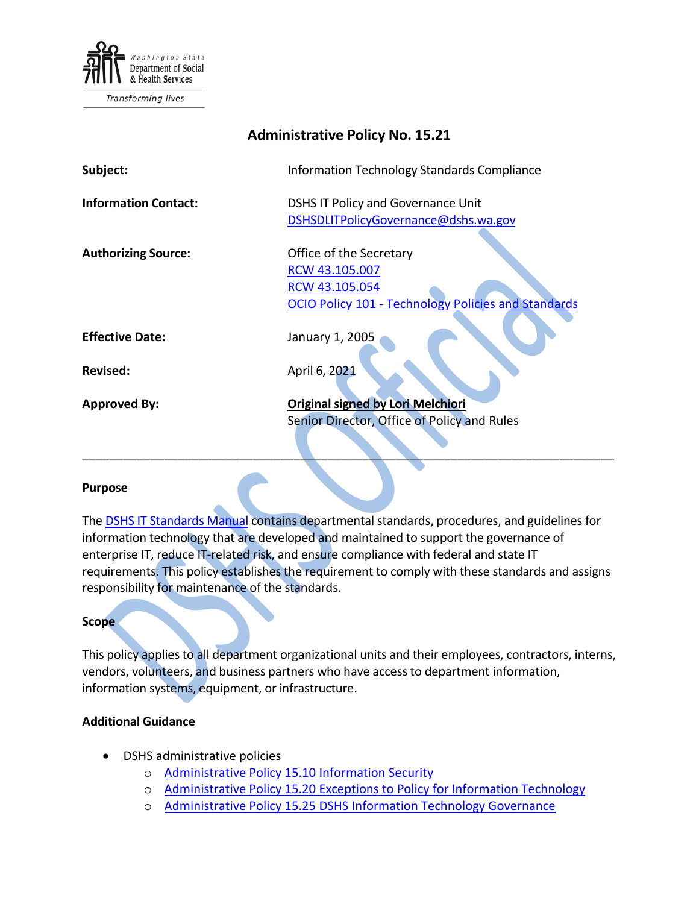Washington State Department of Social & Health Services

*Transforming lives*

# Administrative Policy No. 15.21

| | |
|---|---|
| **Subject:** | Information Technology Standards Compliance |
| **Information Contact:** | DSHS IT Policy and Governance Unit<br>DSHSDLITPolicyGovernance@dshs.wa.gov |
| **Authorizing Source:** | Office of the Secretary<br>RCW 43.105.007<br>RCW 43.105.054<br>OCIO Policy 101 - Technology Policies and Standards |
| **Effective Date:** | January 1, 2005 |
| **Revised:** | April 6, 2021 |
| **Approved By:** | **Original signed by Lori Melchiori**<br>Senior Director, Office of Policy and Rules |

---

## Purpose

The DSHS IT Standards Manual contains departmental standards, procedures, and guidelines for information technology that are developed and maintained to support the governance of enterprise IT, reduce IT-related risk, and ensure compliance with federal and state IT requirements. This policy establishes the requirement to comply with these standards and assigns responsibility for maintenance of the standards.

## Scope

This policy applies to all department organizational units and their employees, contractors, interns, vendors, volunteers, and business partners who have access to department information, information systems, equipment, or infrastructure.

## Additional Guidance

- DSHS administrative policies
  - Administrative Policy 15.10 Information Security
  - Administrative Policy 15.20 Exceptions to Policy for Information Technology
  - Administrative Policy 15.25 DSHS Information Technology Governance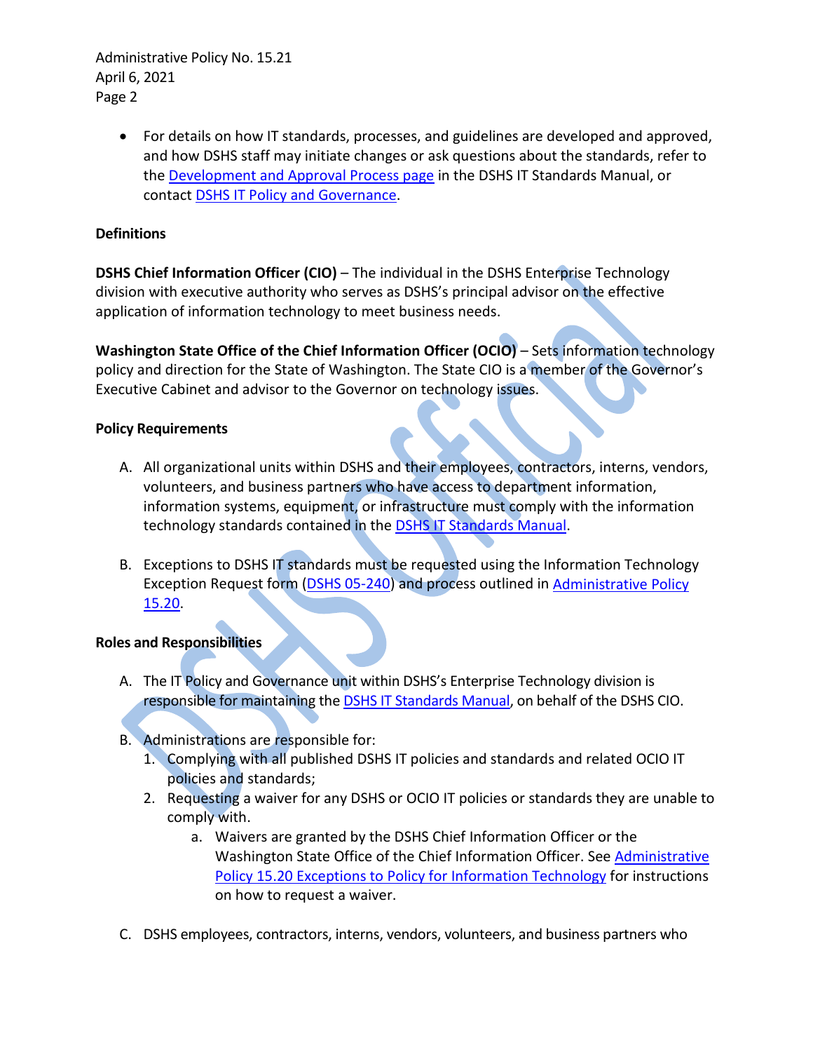- For details on how IT standards, processes, and guidelines are developed and approved, and how DSHS staff may initiate changes or ask questions about the standards, refer to the Development and Approval Process page in the DSHS IT Standards Manual, or contact DSHS IT Policy and Governance.

**Definitions**

**DSHS Chief Information Officer (CIO)** – The individual in the DSHS Enterprise Technology division with executive authority who serves as DSHS's principal advisor on the effective application of information technology to meet business needs.

**Washington State Office of the Chief Information Officer (OCIO)** – Sets information technology policy and direction for the State of Washington. The State CIO is a member of the Governor's Executive Cabinet and advisor to the Governor on technology issues.

**Policy Requirements**

A. All organizational units within DSHS and their employees, contractors, interns, vendors, volunteers, and business partners who have access to department information, information systems, equipment, or infrastructure must comply with the information technology standards contained in the DSHS IT Standards Manual.

B. Exceptions to DSHS IT standards must be requested using the Information Technology Exception Request form (DSHS 05-240) and process outlined in Administrative Policy 15.20.

**Roles and Responsibilities**

A. The IT Policy and Governance unit within DSHS's Enterprise Technology division is responsible for maintaining the DSHS IT Standards Manual, on behalf of the DSHS CIO.

B. Administrations are responsible for:
   1. Complying with all published DSHS IT policies and standards and related OCIO IT policies and standards;
   2. Requesting a waiver for any DSHS or OCIO IT policies or standards they are unable to comply with.
      a. Waivers are granted by the DSHS Chief Information Officer or the Washington State Office of the Chief Information Officer. See Administrative Policy 15.20 Exceptions to Policy for Information Technology for instructions on how to request a waiver.

C. DSHS employees, contractors, interns, vendors, volunteers, and business partners who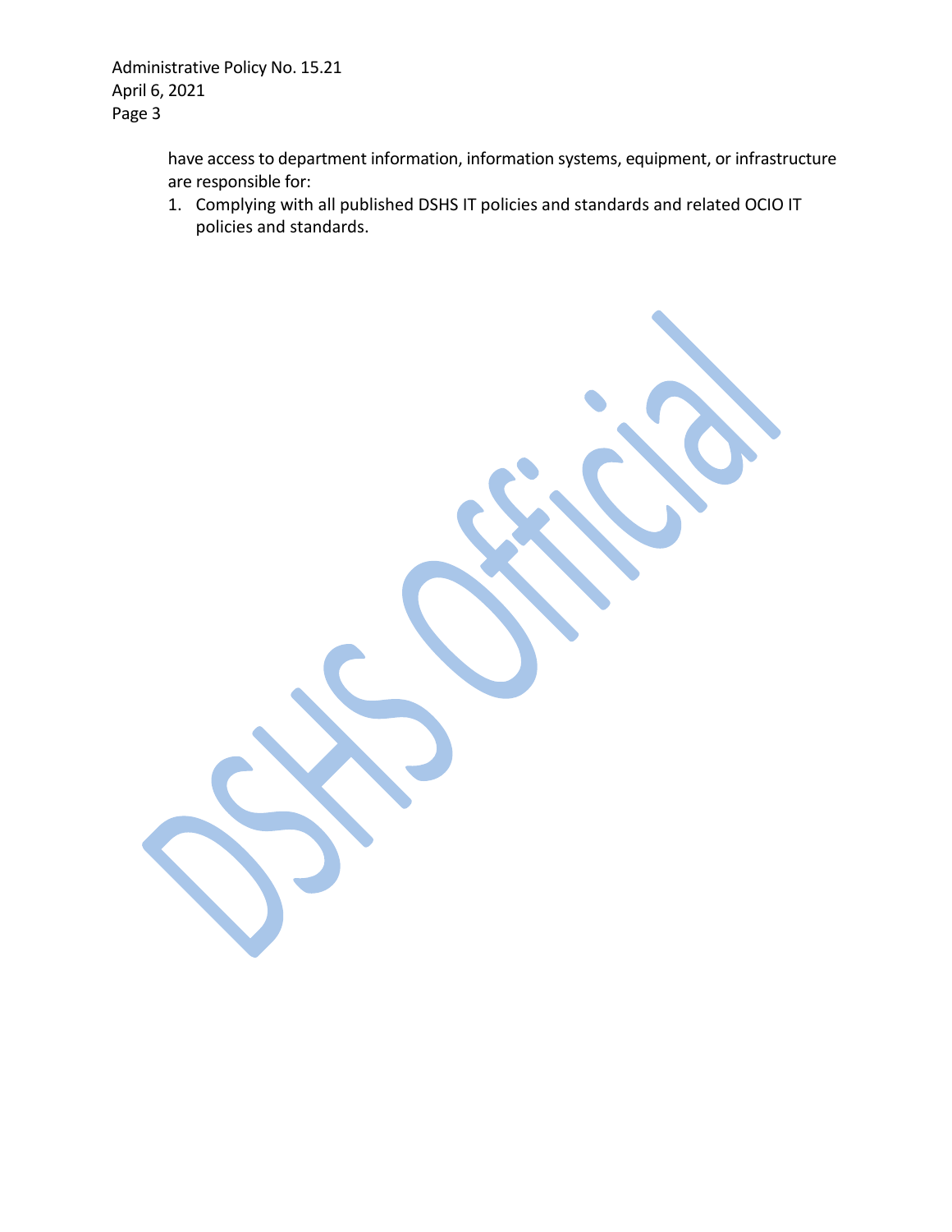have access to department information, information systems, equipment, or infrastructure are responsible for:

1. Complying with all published DSHS IT policies and standards and related OCIO IT policies and standards.